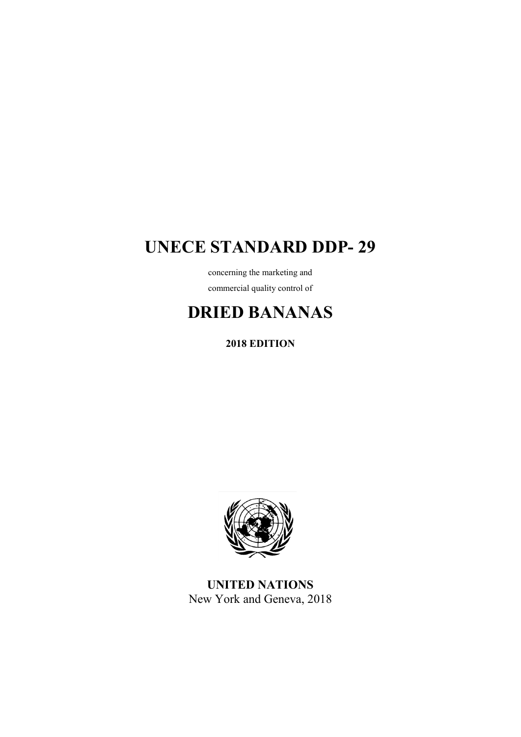# UNECE STANDARD DDP- 29

concerning the marketing and

commercial quality control of

# DRIED BANANAS

**2018 EDITION**

**UNITED NATIONS**

New York and Geneva, 2018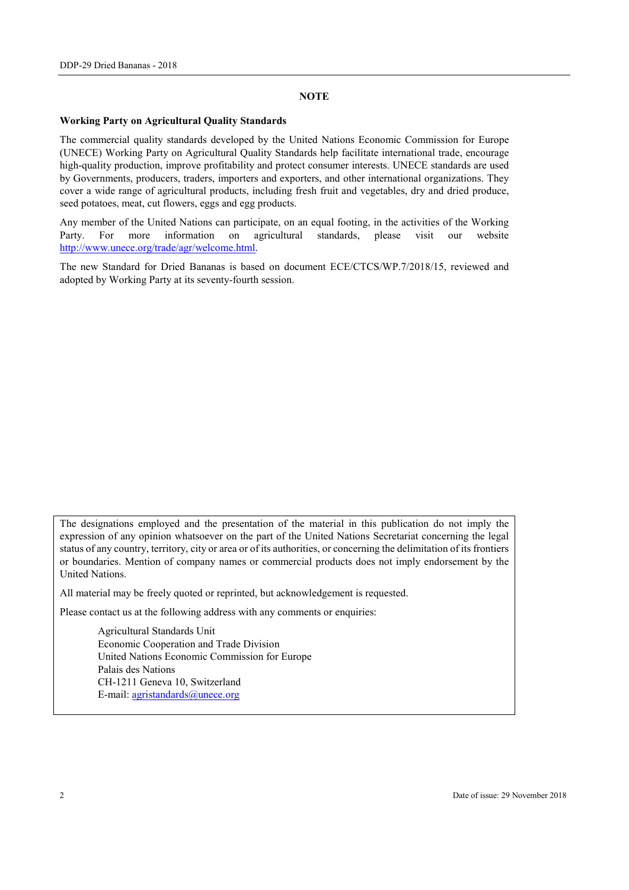## NOTE

### Working Party on Agricultural Quality Standards

The commercial quality standards developed by the United Nations Economic Commission for Europe (UNECE) Working Party on Agricultural Quality Standards help facilitate international trade, encourage high-quality production, improve profitability and protect consumer interests. UNECE standards are used by Governments, producers, traders, importers and exporters, and other international organizations. They cover a wide range of agricultural products, including fresh fruit and vegetables, dry and dried produce, seed potatoes, meat, cut flowers, eggs and egg products.

Any member of the United Nations can participate, on an equal footing, in the activities of the Working Party. For more information on agricultural standards, please visit our website http://www.unece.org/trade/agr/welcome.html.

The new Standard for Dried Bananas is based on document ECE/CTCS/WP.7/2018/15, reviewed and adopted by Working Party at its seventy-fourth session.

The designations employed and the presentation of the material in this publication do not imply the expression of any opinion whatsoever on the part of the United Nations Secretariat concerning the legal status of any country, territory, city or area or of its authorities, or concerning the delimitation of its frontiers or boundaries. Mention of company names or commercial products does not imply endorsement by the United Nations.

All material may be freely quoted or reprinted, but acknowledgement is requested.

Please contact us at the following address with any comments or enquiries:

Agricultural Standards Unit
Economic Cooperation and Trade Division
United Nations Economic Commission for Europe
Palais des Nations
CH-1211 Geneva 10, Switzerland
E-mail: agristandards@unece.org

Date of issue: 29 November 2018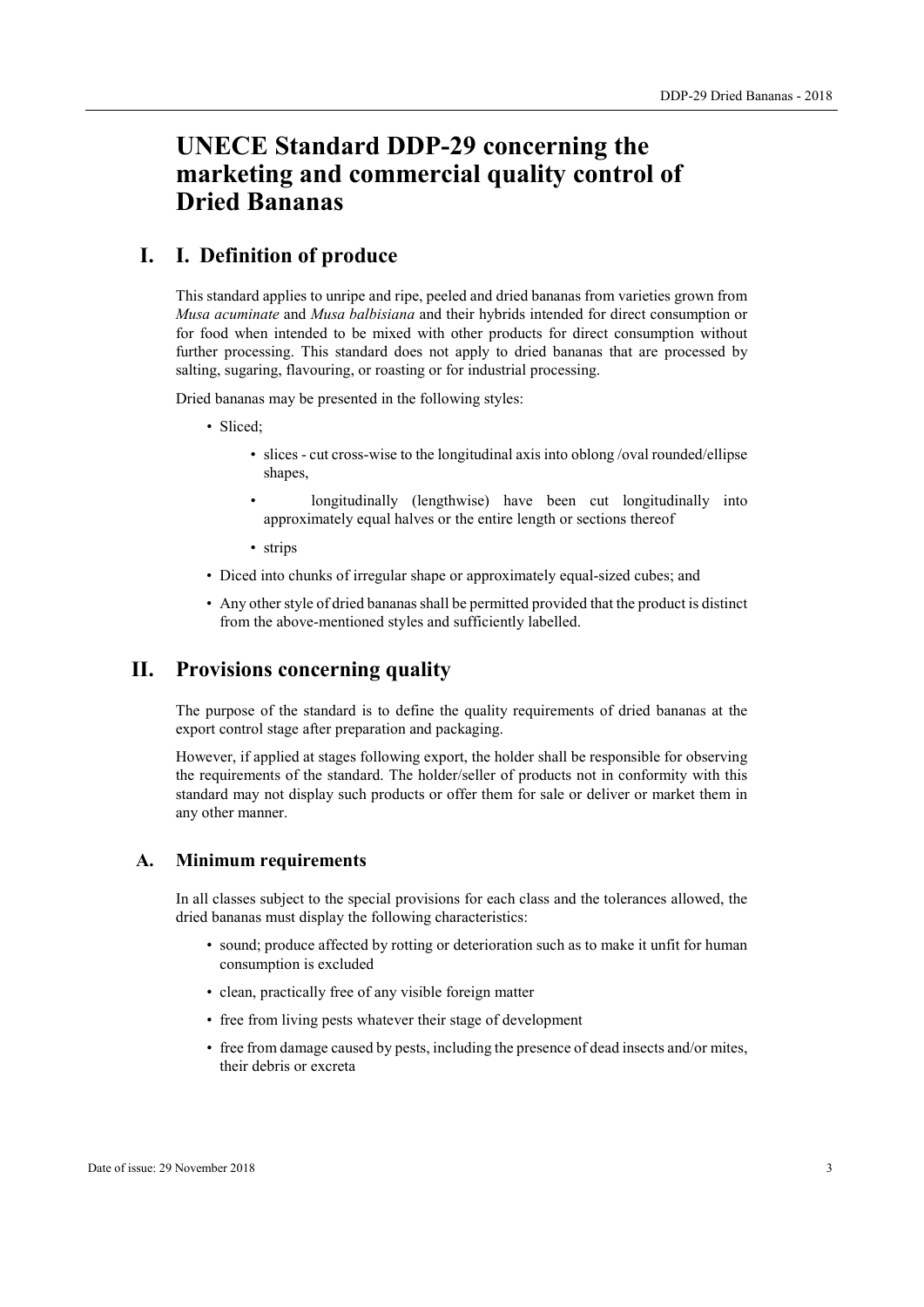# UNECE Standard DDP-29 concerning the marketing and commercial quality control of Dried Bananas

## I. I. Definition of produce

This standard applies to unripe and ripe, peeled and dried bananas from varieties grown from *Musa acuminate* and *Musa balbisiana* and their hybrids intended for direct consumption or for food when intended to be mixed with other products for direct consumption without further processing. This standard does not apply to dried bananas that are processed by salting, sugaring, flavouring, or roasting or for industrial processing.

Dried bananas may be presented in the following styles:

- Sliced;
    - slices - cut cross-wise to the longitudinal axis into oblong /oval rounded/ellipse shapes,
    - longitudinally (lengthwise) have been cut longitudinally into approximately equal halves or the entire length or sections thereof
    - strips
- Diced into chunks of irregular shape or approximately equal-sized cubes; and
- Any other style of dried bananas shall be permitted provided that the product is distinct from the above-mentioned styles and sufficiently labelled.

## II. Provisions concerning quality

The purpose of the standard is to define the quality requirements of dried bananas at the export control stage after preparation and packaging.

However, if applied at stages following export, the holder shall be responsible for observing the requirements of the standard. The holder/seller of products not in conformity with this standard may not display such products or offer them for sale or deliver or market them in any other manner.

### A. Minimum requirements

In all classes subject to the special provisions for each class and the tolerances allowed, the dried bananas must display the following characteristics:

- sound; produce affected by rotting or deterioration such as to make it unfit for human consumption is excluded
- clean, practically free of any visible foreign matter
- free from living pests whatever their stage of development
- free from damage caused by pests, including the presence of dead insects and/or mites, their debris or excreta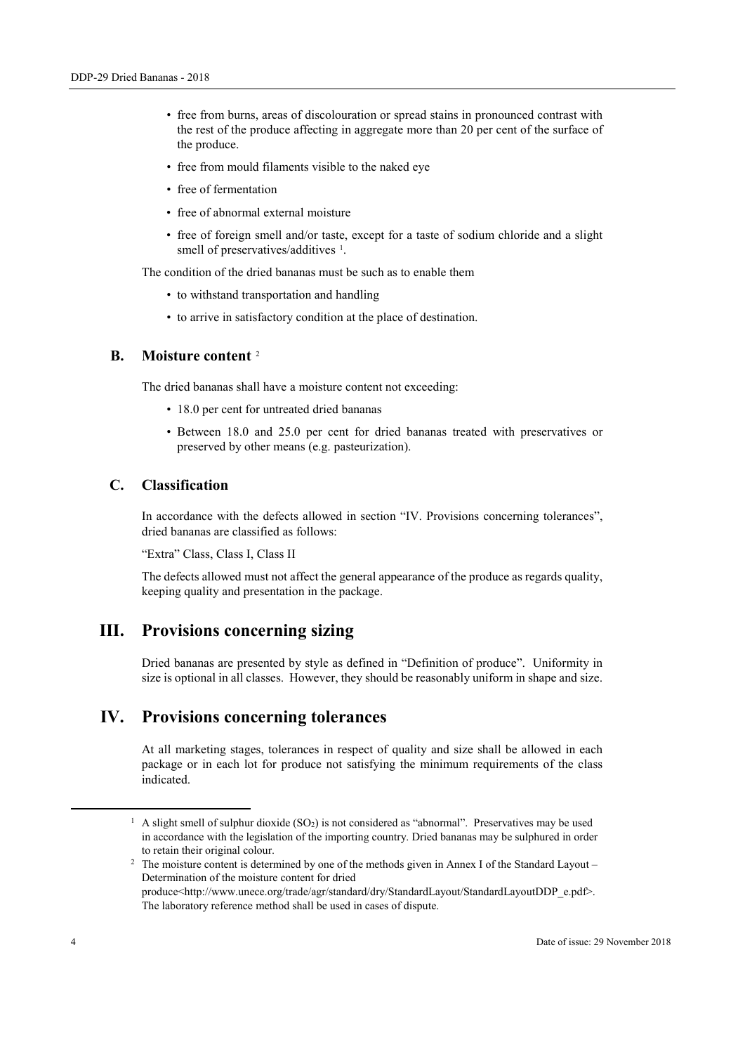- free from burns, areas of discolouration or spread stains in pronounced contrast with the rest of the produce affecting in aggregate more than 20 per cent of the surface of the produce.
- free from mould filaments visible to the naked eye
- free of fermentation
- free of abnormal external moisture
- free of foreign smell and/or taste, except for a taste of sodium chloride and a slight smell of preservatives/additives [1].

The condition of the dried bananas must be such as to enable them

- to withstand transportation and handling
- to arrive in satisfactory condition at the place of destination.

### B. Moisture content [2]

The dried bananas shall have a moisture content not exceeding:

- 18.0 per cent for untreated dried bananas
- Between 18.0 and 25.0 per cent for dried bananas treated with preservatives or preserved by other means (e.g. pasteurization).

### C. Classification

In accordance with the defects allowed in section "IV. Provisions concerning tolerances", dried bananas are classified as follows:

"Extra" Class, Class I, Class II

The defects allowed must not affect the general appearance of the produce as regards quality, keeping quality and presentation in the package.

## III. Provisions concerning sizing

Dried bananas are presented by style as defined in "Definition of produce". Uniformity in size is optional in all classes. However, they should be reasonably uniform in shape and size.

## IV. Provisions concerning tolerances

At all marketing stages, tolerances in respect of quality and size shall be allowed in each package or in each lot for produce not satisfying the minimum requirements of the class indicated.

---

[1] A slight smell of sulphur dioxide ($SO_2$) is not considered as "abnormal". Preservatives may be used in accordance with the legislation of the importing country. Dried bananas may be sulphured in order to retain their original colour.

[2] The moisture content is determined by one of the methods given in Annex I of the Standard Layout – Determination of the moisture content for dried produce<http://www.unece.org/trade/agr/standard/dry/StandardLayout/StandardLayoutDDP_e.pdf>. The laboratory reference method shall be used in cases of dispute.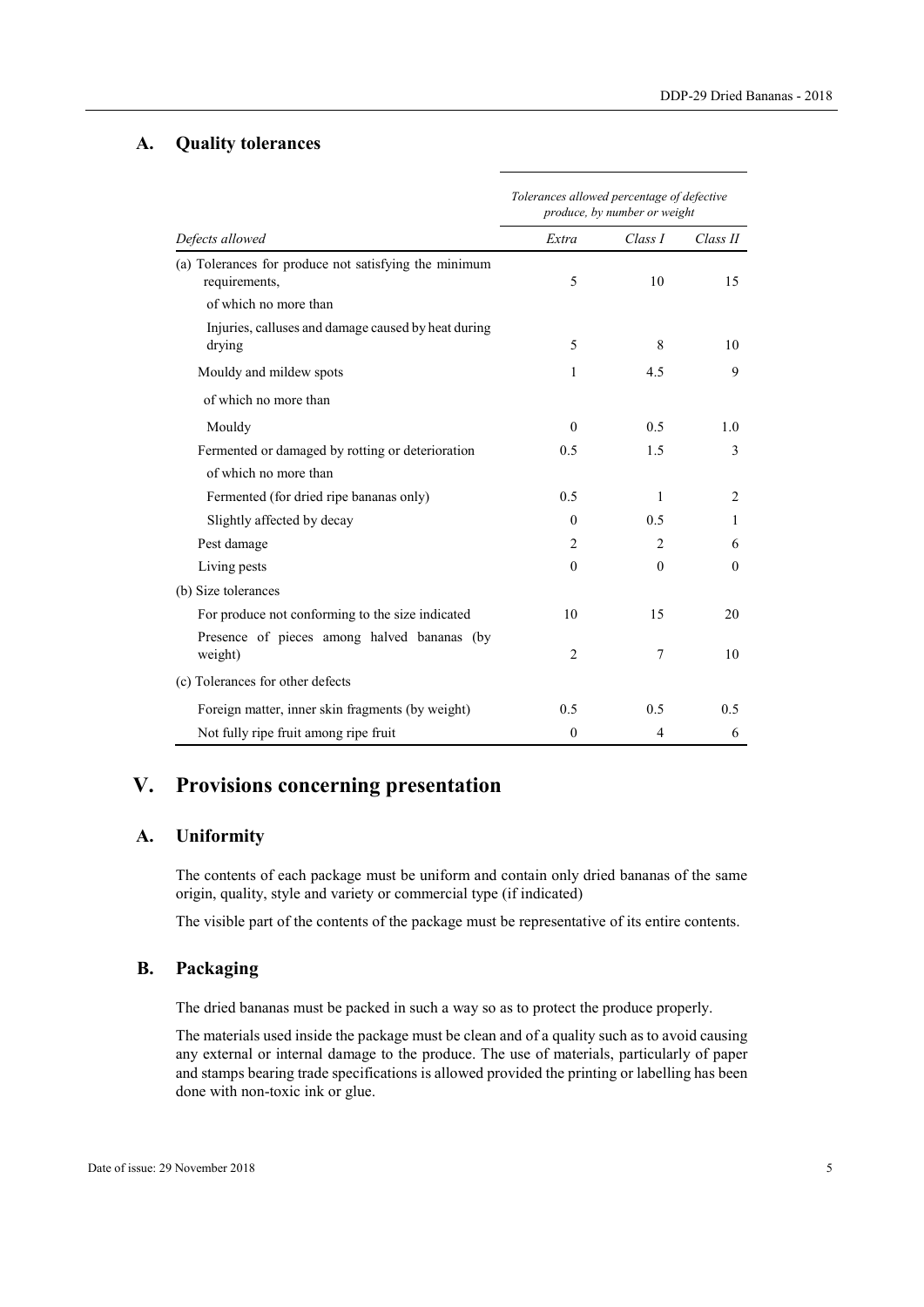### A. Quality tolerances

| *Defects allowed* | *Tolerances allowed percentage of defective produce, by number or weight* | | |
|---|---|---|---|
| | *Extra* | *Class I* | *Class II* |
| (a) Tolerances for produce not satisfying the minimum requirements, | 5 | 10 | 15 |
| of which no more than | | | |
| Injuries, calluses and damage caused by heat during drying | 5 | 8 | 10 |
| Mouldy and mildew spots | 1 | 4.5 | 9 |
| of which no more than | | | |
| Mouldy | 0 | 0.5 | 1.0 |
| Fermented or damaged by rotting or deterioration | 0.5 | 1.5 | 3 |
| of which no more than | | | |
| Fermented (for dried ripe bananas only) | 0.5 | 1 | 2 |
| Slightly affected by decay | 0 | 0.5 | 1 |
| Pest damage | 2 | 2 | 6 |
| Living pests | 0 | 0 | 0 |
| (b) Size tolerances | | | |
| For produce not conforming to the size indicated | 10 | 15 | 20 |
| Presence of pieces among halved bananas (by weight) | 2 | 7 | 10 |
| (c) Tolerances for other defects | | | |
| Foreign matter, inner skin fragments (by weight) | 0.5 | 0.5 | 0.5 |
| Not fully ripe fruit among ripe fruit | 0 | 4 | 6 |

## V. Provisions concerning presentation

### A. Uniformity

The contents of each package must be uniform and contain only dried bananas of the same origin, quality, style and variety or commercial type (if indicated)

The visible part of the contents of the package must be representative of its entire contents.

### B. Packaging

The dried bananas must be packed in such a way so as to protect the produce properly.

The materials used inside the package must be clean and of a quality such as to avoid causing any external or internal damage to the produce. The use of materials, particularly of paper and stamps bearing trade specifications is allowed provided the printing or labelling has been done with non-toxic ink or glue.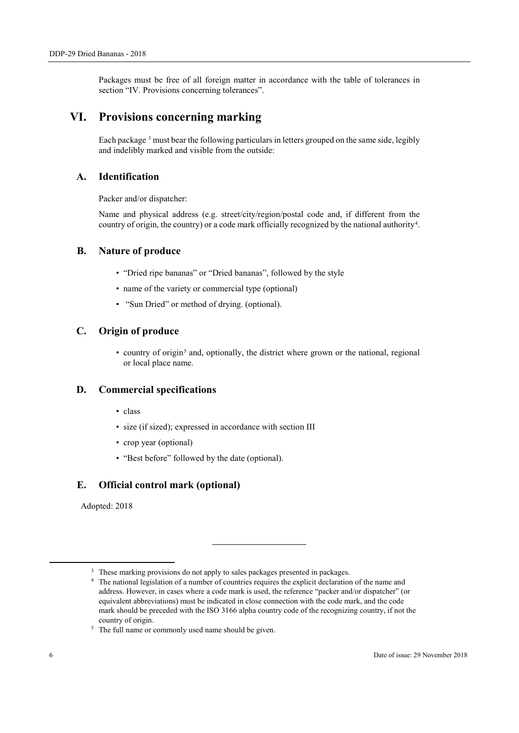Packages must be free of all foreign matter in accordance with the table of tolerances in section "IV. Provisions concerning tolerances".

# VI. Provisions concerning marking

Each package [3] must bear the following particulars in letters grouped on the same side, legibly and indelibly marked and visible from the outside:

## A. Identification

Packer and/or dispatcher:

Name and physical address (e.g. street/city/region/postal code and, if different from the country of origin, the country) or a code mark officially recognized by the national authority[4].

## B. Nature of produce

- "Dried ripe bananas" or "Dried bananas", followed by the style
- name of the variety or commercial type (optional)
- "Sun Dried" or method of drying. (optional).

## C. Origin of produce

- country of origin[5] and, optionally, the district where grown or the national, regional or local place name.

## D. Commercial specifications

- class
- size (if sized); expressed in accordance with section III
- crop year (optional)
- "Best before" followed by the date (optional).

## E. Official control mark (optional)

Adopted: 2018

---

[3] These marking provisions do not apply to sales packages presented in packages.

[4] The national legislation of a number of countries requires the explicit declaration of the name and address. However, in cases where a code mark is used, the reference "packer and/or dispatcher" (or equivalent abbreviations) must be indicated in close connection with the code mark, and the code mark should be preceded with the ISO 3166 alpha country code of the recognizing country, if not the country of origin.

[5] The full name or commonly used name should be given.